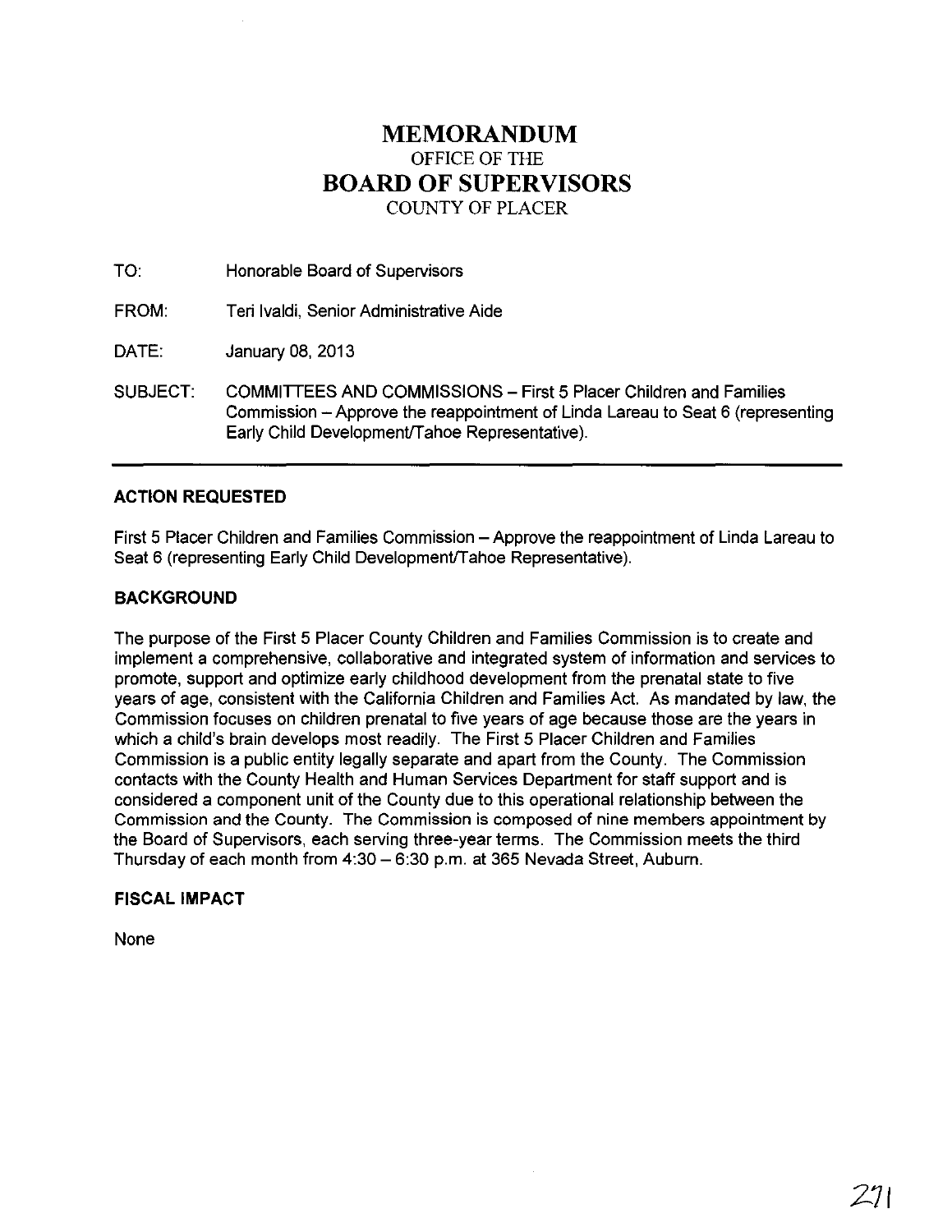# MEMORANDUM
OFFICE OF THE
# BOARD OF SUPERVISORS
COUNTY OF PLACER

TO: Honorable Board of Supervisors

FROM: Teri Ivaldi, Senior Administrative Aide

DATE: January 08, 2013

SUBJECT: COMMITTEES AND COMMISSIONS – First 5 Placer Children and Families Commission – Approve the reappointment of Linda Lareau to Seat 6 (representing Early Child Development/Tahoe Representative).

---

## ACTION REQUESTED

First 5 Placer Children and Families Commission – Approve the reappointment of Linda Lareau to Seat 6 (representing Early Child Development/Tahoe Representative).

## BACKGROUND

The purpose of the First 5 Placer County Children and Families Commission is to create and implement a comprehensive, collaborative and integrated system of information and services to promote, support and optimize early childhood development from the prenatal state to five years of age, consistent with the California Children and Families Act. As mandated by law, the Commission focuses on children prenatal to five years of age because those are the years in which a child's brain develops most readily. The First 5 Placer Children and Families Commission is a public entity legally separate and apart from the County. The Commission contacts with the County Health and Human Services Department for staff support and is considered a component unit of the County due to this operational relationship between the Commission and the County. The Commission is composed of nine members appointment by the Board of Supervisors, each serving three-year terms. The Commission meets the third Thursday of each month from 4:30 – 6:30 p.m. at 365 Nevada Street, Auburn.

## FISCAL IMPACT

None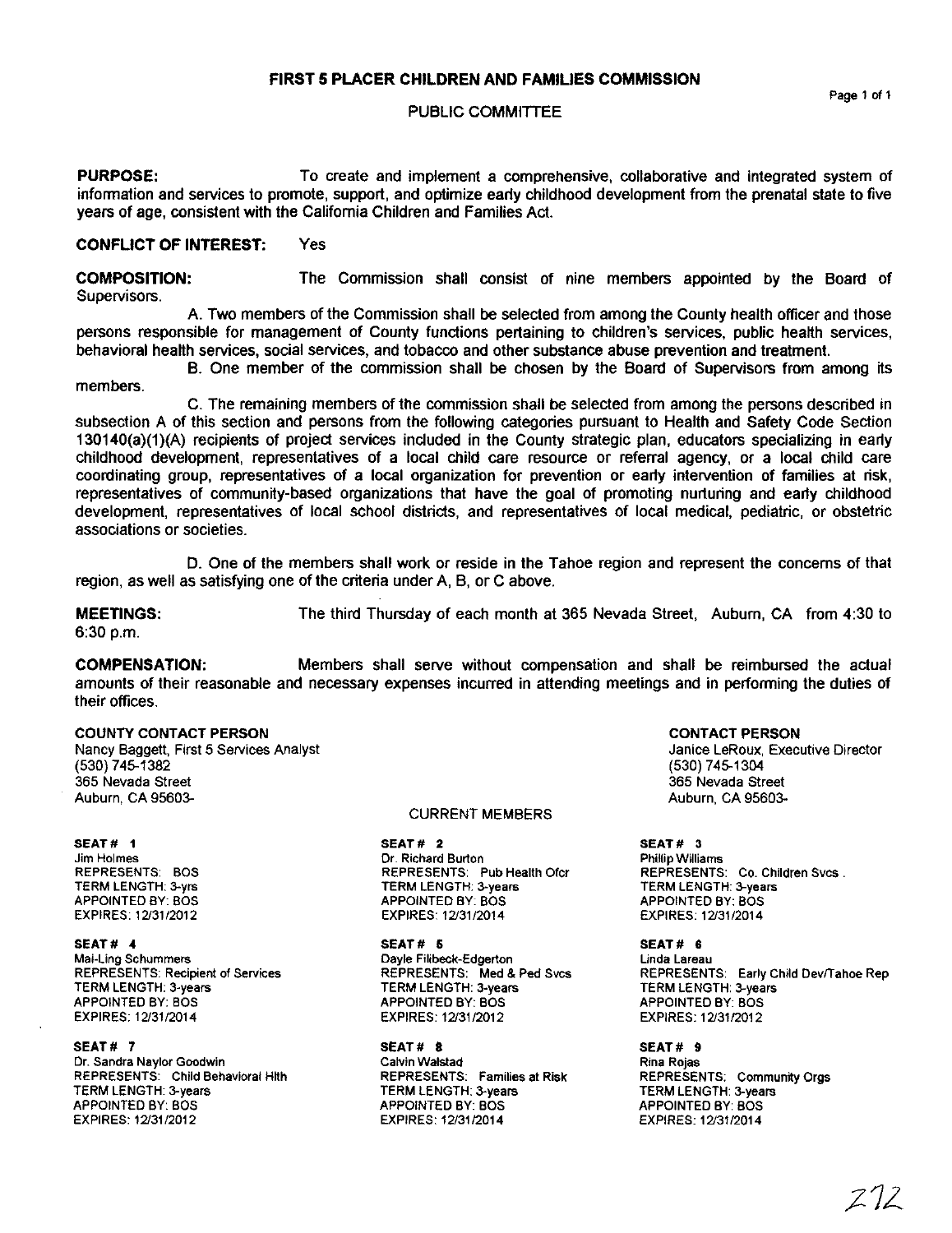# FIRST 5 PLACER CHILDREN AND FAMILIES COMMISSION

## PUBLIC COMMITTEE

**PURPOSE:** To create and implement a comprehensive, collaborative and integrated system of information and services to promote, support, and optimize early childhood development from the prenatal state to five years of age, consistent with the California Children and Families Act.

**CONFLICT OF INTEREST:** Yes

**COMPOSITION:** The Commission shall consist of nine members appointed by the Board of Supervisors.

A. Two members of the Commission shall be selected from among the County health officer and those persons responsible for management of County functions pertaining to children's services, public health services, behavioral health services, social services, and tobacco and other substance abuse prevention and treatment.

B. One member of the commission shall be chosen by the Board of Supervisors from among its members.

C. The remaining members of the commission shall be selected from among the persons described in subsection A of this section and persons from the following categories pursuant to Health and Safety Code Section 130140(a)(1)(A) recipients of project services included in the County strategic plan, educators specializing in early childhood development, representatives of a local child care resource or referral agency, or a local child care coordinating group, representatives of a local organization for prevention or early intervention of families at risk, representatives of community-based organizations that have the goal of promoting nurturing and early childhood development, representatives of local school districts, and representatives of local medical, pediatric, or obstetric associations or societies.

D. One of the members shall work or reside in the Tahoe region and represent the concerns of that region, as well as satisfying one of the criteria under A, B, or C above.

**MEETINGS:** The third Thursday of each month at 365 Nevada Street, Auburn, CA from 4:30 to 6:30 p.m.

**COMPENSATION:** Members shall serve without compensation and shall be reimbursed the actual amounts of their reasonable and necessary expenses incurred in attending meetings and in performing the duties of their offices.

**COUNTY CONTACT PERSON**
Nancy Baggett, First 5 Services Analyst
(530) 745-1382
365 Nevada Street
Auburn, CA 95603-

**CONTACT PERSON**
Janice LeRoux, Executive Director
(530) 745-1304
365 Nevada Street
Auburn, CA 95603-

### CURRENT MEMBERS

**SEAT # 1**
Jim Holmes
REPRESENTS: BOS
TERM LENGTH: 3-yrs
APPOINTED BY: BOS
EXPIRES: 12/31/2012

**SEAT # 2**
Dr. Richard Burton
REPRESENTS: Pub Health Ofcr
TERM LENGTH: 3-years
APPOINTED BY: BOS
EXPIRES: 12/31/2014

**SEAT # 3**
Phillip Williams
REPRESENTS: Co. Children Svcs .
TERM LENGTH: 3-years
APPOINTED BY: BOS
EXPIRES: 12/31/2014

**SEAT # 4**
Mai-Ling Schummers
REPRESENTS: Recipient of Services
TERM LENGTH: 3-years
APPOINTED BY: BOS
EXPIRES: 12/31/2014

**SEAT # 5**
Dayle Filibeck-Edgerton
REPRESENTS: Med & Ped Svcs
TERM LENGTH: 3-years
APPOINTED BY: BOS
EXPIRES: 12/31/2012

**SEAT # 6**
Linda Lareau
REPRESENTS: Early Child Dev/Tahoe Rep
TERM LENGTH: 3-years
APPOINTED BY: BOS
EXPIRES: 12/31/2012

**SEAT # 7**
Dr. Sandra Naylor Goodwin
REPRESENTS: Child Behavioral Hlth
TERM LENGTH: 3-years
APPOINTED BY: BOS
EXPIRES: 12/31/2012

**SEAT # 8**
Calvin Walstad
REPRESENTS: Families at Risk
TERM LENGTH: 3-years
APPOINTED BY: BOS
EXPIRES: 12/31/2014

**SEAT # 9**
Rina Rojas
REPRESENTS: Community Orgs
TERM LENGTH: 3-years
APPOINTED BY: BOS
EXPIRES: 12/31/2014